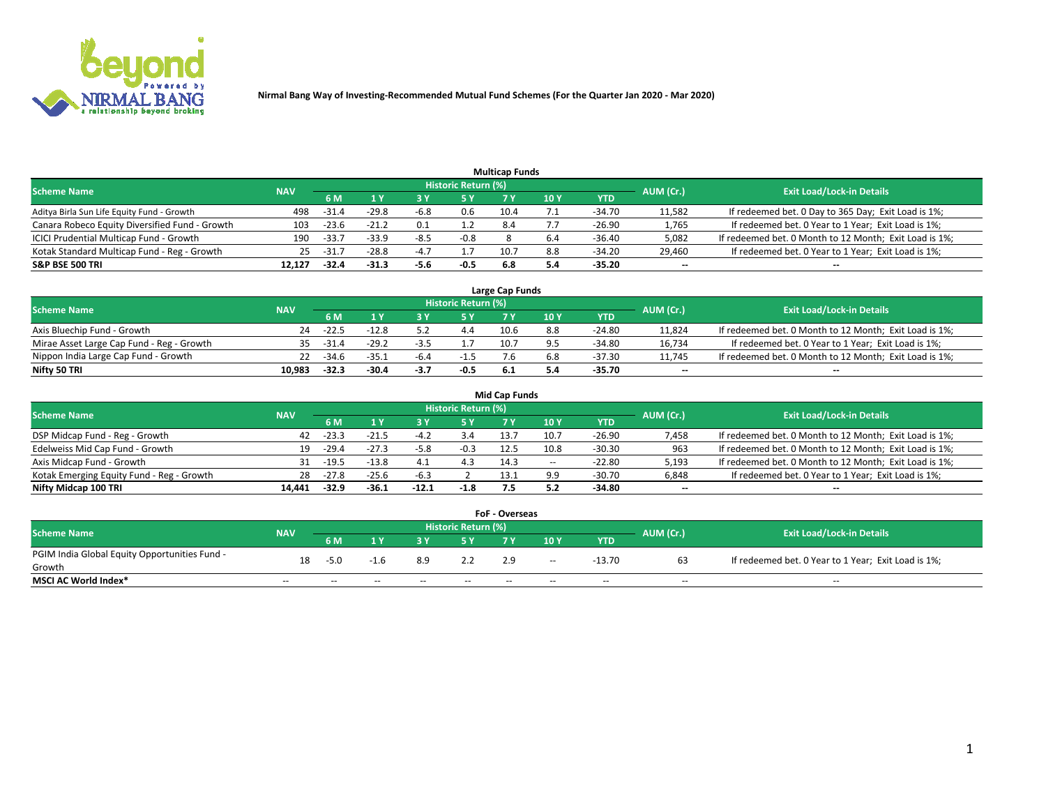# Nirmal Bang Way of Investing-Recommended Mutual Fund Schemes (For the Quarter Jan 2020 - Mar 2020)

## Multicap Funds

| Scheme Name | NAV | Historic Return (%) | | | | | | | AUM (Cr.) | Exit Load/Lock-in Details |
|---|---|---|---|---|---|---|---|---|---|---|
| | | 6 M | 1 Y | 3 Y | 5 Y | 7 Y | 10 Y | YTD | | |
| Aditya Birla Sun Life Equity Fund - Growth | 498 | -31.4 | -29.8 | -6.8 | 0.6 | 10.4 | 7.1 | -34.70 | 11,582 | If redeemed bet. 0 Day to 365 Day; Exit Load is 1%; |
| Canara Robeco Equity Diversified Fund - Growth | 103 | -23.6 | -21.2 | 0.1 | 1.2 | 8.4 | 7.7 | -26.90 | 1,765 | If redeemed bet. 0 Year to 1 Year; Exit Load is 1%; |
| ICICI Prudential Multicap Fund - Growth | 190 | -33.7 | -33.9 | -8.5 | -0.8 | 8 | 6.4 | -36.40 | 5,082 | If redeemed bet. 0 Month to 12 Month; Exit Load is 1%; |
| Kotak Standard Multicap Fund - Reg - Growth | 25 | -31.7 | -28.8 | -4.7 | 1.7 | 10.7 | 8.8 | -34.20 | 29,460 | If redeemed bet. 0 Year to 1 Year; Exit Load is 1%; |
| **S&P BSE 500 TRI** | **12,127** | **-32.4** | **-31.3** | **-5.6** | **-0.5** | **6.8** | **5.4** | **-35.20** | **--** | **--** |

## Large Cap Funds

| Scheme Name | NAV | Historic Return (%) | | | | | | | AUM (Cr.) | Exit Load/Lock-in Details |
|---|---|---|---|---|---|---|---|---|---|---|
| | | 6 M | 1 Y | 3 Y | 5 Y | 7 Y | 10 Y | YTD | | |
| Axis Bluechip Fund - Growth | 24 | -22.5 | -12.8 | 5.2 | 4.4 | 10.6 | 8.8 | -24.80 | 11,824 | If redeemed bet. 0 Month to 12 Month; Exit Load is 1%; |
| Mirae Asset Large Cap Fund - Reg - Growth | 35 | -31.4 | -29.2 | -3.5 | 1.7 | 10.7 | 9.5 | -34.80 | 16,734 | If redeemed bet. 0 Year to 1 Year; Exit Load is 1%; |
| Nippon India Large Cap Fund - Growth | 22 | -34.6 | -35.1 | -6.4 | -1.5 | 7.6 | 6.8 | -37.30 | 11,745 | If redeemed bet. 0 Month to 12 Month; Exit Load is 1%; |
| **Nifty 50 TRI** | **10,983** | **-32.3** | **-30.4** | **-3.7** | **-0.5** | **6.1** | **5.4** | **-35.70** | **--** | **--** |

## Mid Cap Funds

| Scheme Name | NAV | Historic Return (%) | | | | | | | AUM (Cr.) | Exit Load/Lock-in Details |
|---|---|---|---|---|---|---|---|---|---|---|
| | | 6 M | 1 Y | 3 Y | 5 Y | 7 Y | 10 Y | YTD | | |
| DSP Midcap Fund - Reg - Growth | 42 | -23.3 | -21.5 | -4.2 | 3.4 | 13.7 | 10.7 | -26.90 | 7,458 | If redeemed bet. 0 Month to 12 Month; Exit Load is 1%; |
| Edelweiss Mid Cap Fund - Growth | 19 | -29.4 | -27.3 | -5.8 | -0.3 | 12.5 | 10.8 | -30.30 | 963 | If redeemed bet. 0 Month to 12 Month; Exit Load is 1%; |
| Axis Midcap Fund - Growth | 31 | -19.5 | -13.8 | 4.1 | 4.3 | 14.3 | -- | -22.80 | 5,193 | If redeemed bet. 0 Month to 12 Month; Exit Load is 1%; |
| Kotak Emerging Equity Fund - Reg - Growth | 28 | -27.8 | -25.6 | -6.3 | 2 | 13.1 | 9.9 | -30.70 | 6,848 | If redeemed bet. 0 Year to 1 Year; Exit Load is 1%; |
| **Nifty Midcap 100 TRI** | **14,441** | **-32.9** | **-36.1** | **-12.1** | **-1.8** | **7.5** | **5.2** | **-34.80** | **--** | **--** |

## FoF - Overseas

| Scheme Name | NAV | Historic Return (%) | | | | | | | AUM (Cr.) | Exit Load/Lock-in Details |
|---|---|---|---|---|---|---|---|---|---|---|
| | | 6 M | 1 Y | 3 Y | 5 Y | 7 Y | 10 Y | YTD | | |
| PGIM India Global Equity Opportunities Fund - Growth | 18 | -5.0 | -1.6 | 8.9 | 2.2 | 2.9 | -- | -13.70 | 63 | If redeemed bet. 0 Year to 1 Year; Exit Load is 1%; |
| **MSCI AC World Index*** | -- | -- | -- | -- | -- | -- | -- | -- | -- | -- |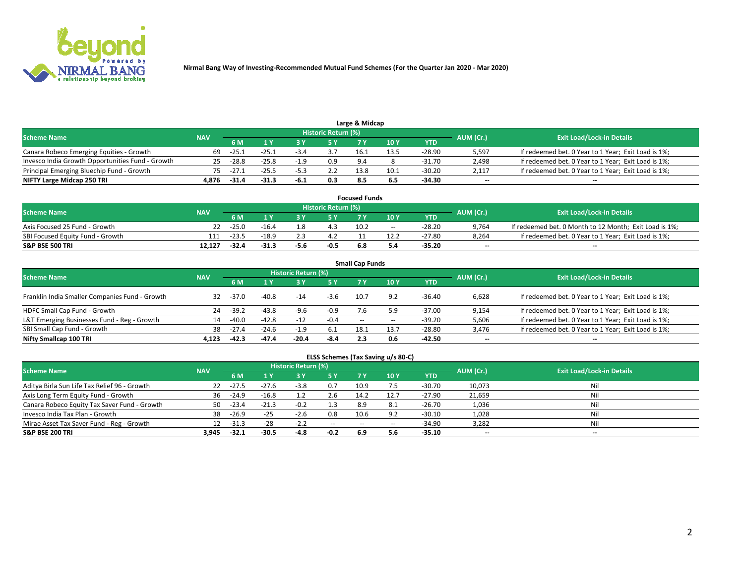Nirmal Bang Way of Investing-Recommended Mutual Fund Schemes (For the Quarter Jan 2020 - Mar 2020)

## Large & Midcap

| Scheme Name | NAV | Historic Return (%) | | | | | | | AUM (Cr.) | Exit Load/Lock-in Details |
|---|---|---|---|---|---|---|---|---|---|---|
| | | 6 M | 1 Y | 3 Y | 5 Y | 7 Y | 10 Y | YTD | | |
| Canara Robeco Emerging Equities - Growth | 69 | -25.1 | -25.1 | -3.4 | 3.7 | 16.1 | 13.5 | -28.90 | 5,597 | If redeemed bet. 0 Year to 1 Year; Exit Load is 1%; |
| Invesco India Growth Opportunities Fund - Growth | 25 | -28.8 | -25.8 | -1.9 | 0.9 | 9.4 | 8 | -31.70 | 2,498 | If redeemed bet. 0 Year to 1 Year; Exit Load is 1%; |
| Principal Emerging Bluechip Fund - Growth | 75 | -27.1 | -25.5 | -5.3 | 2.2 | 13.8 | 10.1 | -30.20 | 2,117 | If redeemed bet. 0 Year to 1 Year; Exit Load is 1%; |
| **NIFTY Large Midcap 250 TRI** | **4,876** | **-31.4** | **-31.3** | **-6.1** | **0.3** | **8.5** | **6.5** | **-34.30** | **--** | **--** |

## Focused Funds

| Scheme Name | NAV | Historic Return (%) | | | | | | | AUM (Cr.) | Exit Load/Lock-in Details |
|---|---|---|---|---|---|---|---|---|---|---|
| | | 6 M | 1 Y | 3 Y | 5 Y | 7 Y | 10 Y | YTD | | |
| Axis Focused 25 Fund - Growth | 22 | -25.0 | -16.4 | 1.8 | 4.3 | 10.2 | -- | -28.20 | 9,764 | If redeemed bet. 0 Month to 12 Month; Exit Load is 1%; |
| SBI Focused Equity Fund - Growth | 111 | -23.5 | -18.9 | 2.3 | 4.2 | 11 | 12.2 | -27.80 | 8,264 | If redeemed bet. 0 Year to 1 Year; Exit Load is 1%; |
| **S&P BSE 500 TRI** | **12,127** | **-32.4** | **-31.3** | **-5.6** | **-0.5** | **6.8** | **5.4** | **-35.20** | **--** | **--** |

## Small Cap Funds

| Scheme Name | NAV | Historic Return (%) | | | | | | | AUM (Cr.) | Exit Load/Lock-in Details |
|---|---|---|---|---|---|---|---|---|---|---|
| | | 6 M | 1 Y | 3 Y | 5 Y | 7 Y | 10 Y | YTD | | |
| Franklin India Smaller Companies Fund - Growth | 32 | -37.0 | -40.8 | -14 | -3.6 | 10.7 | 9.2 | -36.40 | 6,628 | If redeemed bet. 0 Year to 1 Year; Exit Load is 1%; |
| HDFC Small Cap Fund - Growth | 24 | -39.2 | -43.8 | -9.6 | -0.9 | 7.6 | 5.9 | -37.00 | 9,154 | If redeemed bet. 0 Year to 1 Year; Exit Load is 1%; |
| L&T Emerging Businesses Fund - Reg - Growth | 14 | -40.0 | -42.8 | -12 | -0.4 | -- | -- | -39.20 | 5,606 | If redeemed bet. 0 Year to 1 Year; Exit Load is 1%; |
| SBI Small Cap Fund - Growth | 38 | -27.4 | -24.6 | -1.9 | 6.1 | 18.1 | 13.7 | -28.80 | 3,476 | If redeemed bet. 0 Year to 1 Year; Exit Load is 1%; |
| **Nifty Smallcap 100 TRI** | **4,123** | **-42.3** | **-47.4** | **-20.4** | **-8.4** | **2.3** | **0.6** | **-42.50** | **--** | **--** |

## ELSS Schemes (Tax Saving u/s 80-C)

| Scheme Name | NAV | Historic Return (%) | | | | | | | AUM (Cr.) | Exit Load/Lock-in Details |
|---|---|---|---|---|---|---|---|---|---|---|
| | | 6 M | 1 Y | 3 Y | 5 Y | 7 Y | 10 Y | YTD | | |
| Aditya Birla Sun Life Tax Relief 96 - Growth | 22 | -27.5 | -27.6 | -3.8 | 0.7 | 10.9 | 7.5 | -30.70 | 10,073 | Nil |
| Axis Long Term Equity Fund - Growth | 36 | -24.9 | -16.8 | 1.2 | 2.6 | 14.2 | 12.7 | -27.90 | 21,659 | Nil |
| Canara Robeco Equity Tax Saver Fund - Growth | 50 | -23.4 | -21.3 | -0.2 | 1.3 | 8.9 | 8.1 | -26.70 | 1,036 | Nil |
| Invesco India Tax Plan - Growth | 38 | -26.9 | -25 | -2.6 | 0.8 | 10.6 | 9.2 | -30.10 | 1,028 | Nil |
| Mirae Asset Tax Saver Fund - Reg - Growth | 12 | -31.3 | -28 | -2.2 | -- | -- | -- | -34.90 | 3,282 | Nil |
| **S&P BSE 200 TRI** | **3,945** | **-32.1** | **-30.5** | **-4.8** | **-0.2** | **6.9** | **5.6** | **-35.10** | **--** | **--** |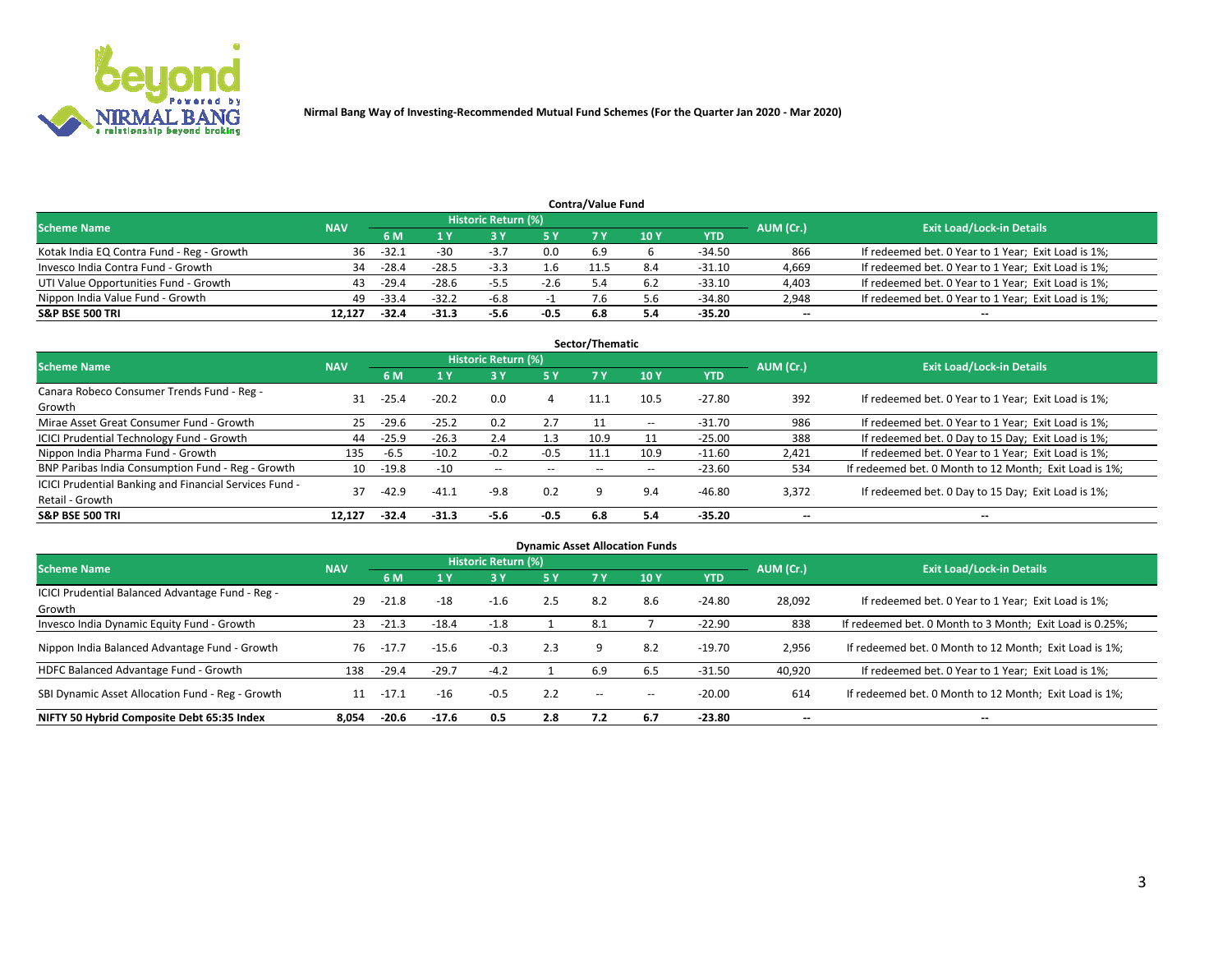Nirmal Bang Way of Investing-Recommended Mutual Fund Schemes (For the Quarter Jan 2020 - Mar 2020)

## Contra/Value Fund

| Scheme Name | NAV | Historic Return (%) | | | | | | | AUM (Cr.) | Exit Load/Lock-in Details |
|---|---|---|---|---|---|---|---|---|---|---|
| | | 6 M | 1 Y | 3 Y | 5 Y | 7 Y | 10 Y | YTD | | |
| Kotak India EQ Contra Fund - Reg - Growth | 36 | -32.1 | -30 | -3.7 | 0.0 | 6.9 | 6 | -34.50 | 866 | If redeemed bet. 0 Year to 1 Year; Exit Load is 1%; |
| Invesco India Contra Fund - Growth | 34 | -28.4 | -28.5 | -3.3 | 1.6 | 11.5 | 8.4 | -31.10 | 4,669 | If redeemed bet. 0 Year to 1 Year; Exit Load is 1%; |
| UTI Value Opportunities Fund - Growth | 43 | -29.4 | -28.6 | -5.5 | -2.6 | 5.4 | 6.2 | -33.10 | 4,403 | If redeemed bet. 0 Year to 1 Year; Exit Load is 1%; |
| Nippon India Value Fund - Growth | 49 | -33.4 | -32.2 | -6.8 | -1 | 7.6 | 5.6 | -34.80 | 2,948 | If redeemed bet. 0 Year to 1 Year; Exit Load is 1%; |
| **S&P BSE 500 TRI** | **12,127** | **-32.4** | **-31.3** | **-5.6** | **-0.5** | **6.8** | **5.4** | **-35.20** | **--** | **--** |

## Sector/Thematic

| Scheme Name | NAV | Historic Return (%) | | | | | | | AUM (Cr.) | Exit Load/Lock-in Details |
|---|---|---|---|---|---|---|---|---|---|---|
| | | 6 M | 1 Y | 3 Y | 5 Y | 7 Y | 10 Y | YTD | | |
| Canara Robeco Consumer Trends Fund - Reg - Growth | 31 | -25.4 | -20.2 | 0.0 | 4 | 11.1 | 10.5 | -27.80 | 392 | If redeemed bet. 0 Year to 1 Year; Exit Load is 1%; |
| Mirae Asset Great Consumer Fund - Growth | 25 | -29.6 | -25.2 | 0.2 | 2.7 | 11 | -- | -31.70 | 986 | If redeemed bet. 0 Year to 1 Year; Exit Load is 1%; |
| ICICI Prudential Technology Fund - Growth | 44 | -25.9 | -26.3 | 2.4 | 1.3 | 10.9 | 11 | -25.00 | 388 | If redeemed bet. 0 Day to 15 Day; Exit Load is 1%; |
| Nippon India Pharma Fund - Growth | 135 | -6.5 | -10.2 | -0.2 | -0.5 | 11.1 | 10.9 | -11.60 | 2,421 | If redeemed bet. 0 Year to 1 Year; Exit Load is 1%; |
| BNP Paribas India Consumption Fund - Reg - Growth | 10 | -19.8 | -10 | -- | -- | -- | -- | -23.60 | 534 | If redeemed bet. 0 Month to 12 Month; Exit Load is 1%; |
| ICICI Prudential Banking and Financial Services Fund - Retail - Growth | 37 | -42.9 | -41.1 | -9.8 | 0.2 | 9 | 9.4 | -46.80 | 3,372 | If redeemed bet. 0 Day to 15 Day; Exit Load is 1%; |
| **S&P BSE 500 TRI** | **12,127** | **-32.4** | **-31.3** | **-5.6** | **-0.5** | **6.8** | **5.4** | **-35.20** | **--** | **--** |

## Dynamic Asset Allocation Funds

| Scheme Name | NAV | Historic Return (%) | | | | | | | AUM (Cr.) | Exit Load/Lock-in Details |
|---|---|---|---|---|---|---|---|---|---|---|
| | | 6 M | 1 Y | 3 Y | 5 Y | 7 Y | 10 Y | YTD | | |
| ICICI Prudential Balanced Advantage Fund - Reg - Growth | 29 | -21.8 | -18 | -1.6 | 2.5 | 8.2 | 8.6 | -24.80 | 28,092 | If redeemed bet. 0 Year to 1 Year; Exit Load is 1%; |
| Invesco India Dynamic Equity Fund - Growth | 23 | -21.3 | -18.4 | -1.8 | 1 | 8.1 | 7 | -22.90 | 838 | If redeemed bet. 0 Month to 3 Month; Exit Load is 0.25%; |
| Nippon India Balanced Advantage Fund - Growth | 76 | -17.7 | -15.6 | -0.3 | 2.3 | 9 | 8.2 | -19.70 | 2,956 | If redeemed bet. 0 Month to 12 Month; Exit Load is 1%; |
| HDFC Balanced Advantage Fund - Growth | 138 | -29.4 | -29.7 | -4.2 | 1 | 6.9 | 6.5 | -31.50 | 40,920 | If redeemed bet. 0 Year to 1 Year; Exit Load is 1%; |
| SBI Dynamic Asset Allocation Fund - Reg - Growth | 11 | -17.1 | -16 | -0.5 | 2.2 | -- | -- | -20.00 | 614 | If redeemed bet. 0 Month to 12 Month; Exit Load is 1%; |
| **NIFTY 50 Hybrid Composite Debt 65:35 Index** | **8,054** | **-20.6** | **-17.6** | **0.5** | **2.8** | **7.2** | **6.7** | **-23.80** | **--** | **--** |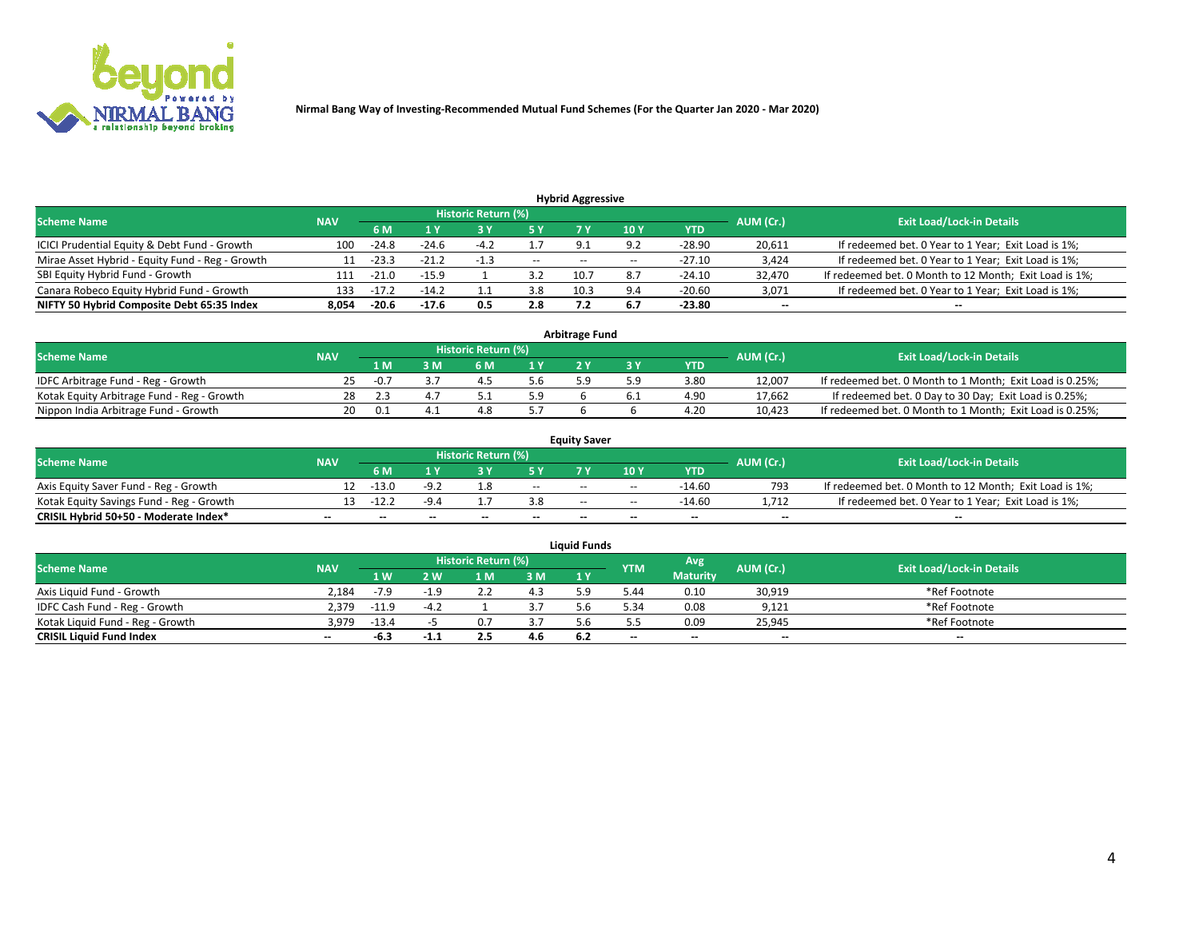Nirmal Bang Way of Investing-Recommended Mutual Fund Schemes (For the Quarter Jan 2020 - Mar 2020)

## Hybrid Aggressive

| Scheme Name | NAV | Historic Return (%) | | | | | | YTD | AUM (Cr.) | Exit Load/Lock-in Details |
|---|---|---|---|---|---|---|---|---|---|---|
| | | 6 M | 1 Y | 3 Y | 5 Y | 7 Y | 10 Y | | | |
| ICICI Prudential Equity & Debt Fund - Growth | 100 | -24.8 | -24.6 | -4.2 | 1.7 | 9.1 | 9.2 | -28.90 | 20,611 | If redeemed bet. 0 Year to 1 Year; Exit Load is 1%; |
| Mirae Asset Hybrid - Equity Fund - Reg - Growth | 11 | -23.3 | -21.2 | -1.3 | -- | -- | -- | -27.10 | 3,424 | If redeemed bet. 0 Year to 1 Year; Exit Load is 1%; |
| SBI Equity Hybrid Fund - Growth | 111 | -21.0 | -15.9 | 1 | 3.2 | 10.7 | 8.7 | -24.10 | 32,470 | If redeemed bet. 0 Month to 12 Month; Exit Load is 1%; |
| Canara Robeco Equity Hybrid Fund - Growth | 133 | -17.2 | -14.2 | 1.1 | 3.8 | 10.3 | 9.4 | -20.60 | 3,071 | If redeemed bet. 0 Year to 1 Year; Exit Load is 1%; |
| **NIFTY 50 Hybrid Composite Debt 65:35 Index** | **8,054** | **-20.6** | **-17.6** | **0.5** | **2.8** | **7.2** | **6.7** | **-23.80** | **--** | **--** |

## Arbitrage Fund

| Scheme Name | NAV | Historic Return (%) | | | | | | YTD | AUM (Cr.) | Exit Load/Lock-in Details |
|---|---|---|---|---|---|---|---|---|---|---|
| | | 1 M | 3 M | 6 M | 1 Y | 2 Y | 3 Y | | | |
| IDFC Arbitrage Fund - Reg - Growth | 25 | -0.7 | 3.7 | 4.5 | 5.6 | 5.9 | 5.9 | 3.80 | 12,007 | If redeemed bet. 0 Month to 1 Month; Exit Load is 0.25%; |
| Kotak Equity Arbitrage Fund - Reg - Growth | 28 | 2.3 | 4.7 | 5.1 | 5.9 | 6 | 6.1 | 4.90 | 17,662 | If redeemed bet. 0 Day to 30 Day; Exit Load is 0.25%; |
| Nippon India Arbitrage Fund - Growth | 20 | 0.1 | 4.1 | 4.8 | 5.7 | 6 | 6 | 4.20 | 10,423 | If redeemed bet. 0 Month to 1 Month; Exit Load is 0.25%; |

## Equity Saver

| Scheme Name | NAV | Historic Return (%) | | | | | | YTD | AUM (Cr.) | Exit Load/Lock-in Details |
|---|---|---|---|---|---|---|---|---|---|---|
| | | 6 M | 1 Y | 3 Y | 5 Y | 7 Y | 10 Y | | | |
| Axis Equity Saver Fund - Reg - Growth | 12 | -13.0 | -9.2 | 1.8 | -- | -- | -- | -14.60 | 793 | If redeemed bet. 0 Month to 12 Month; Exit Load is 1%; |
| Kotak Equity Savings Fund - Reg - Growth | 13 | -12.2 | -9.4 | 1.7 | 3.8 | -- | -- | -14.60 | 1,712 | If redeemed bet. 0 Year to 1 Year; Exit Load is 1%; |
| **CRISIL Hybrid 50+50 - Moderate Index*** | **--** | **--** | **--** | **--** | **--** | **--** | **--** | **--** | **--** | **--** |

## Liquid Funds

| Scheme Name | NAV | Historic Return (%) | | | | | YTM | Avg Maturity | AUM (Cr.) | Exit Load/Lock-in Details |
|---|---|---|---|---|---|---|---|---|---|---|
| | | 1 W | 2 W | 1 M | 3 M | 1 Y | | | | |
| Axis Liquid Fund - Growth | 2,184 | -7.9 | -1.9 | 2.2 | 4.3 | 5.9 | 5.44 | 0.10 | 30,919 | *Ref Footnote |
| IDFC Cash Fund - Reg - Growth | 2,379 | -11.9 | -4.2 | 1 | 3.7 | 5.6 | 5.34 | 0.08 | 9,121 | *Ref Footnote |
| Kotak Liquid Fund - Reg - Growth | 3,979 | -13.4 | -5 | 0.7 | 3.7 | 5.6 | 5.5 | 0.09 | 25,945 | *Ref Footnote |
| **CRISIL Liquid Fund Index** | **--** | **-6.3** | **-1.1** | **2.5** | **4.6** | **6.2** | **--** | **--** | **--** | **--** |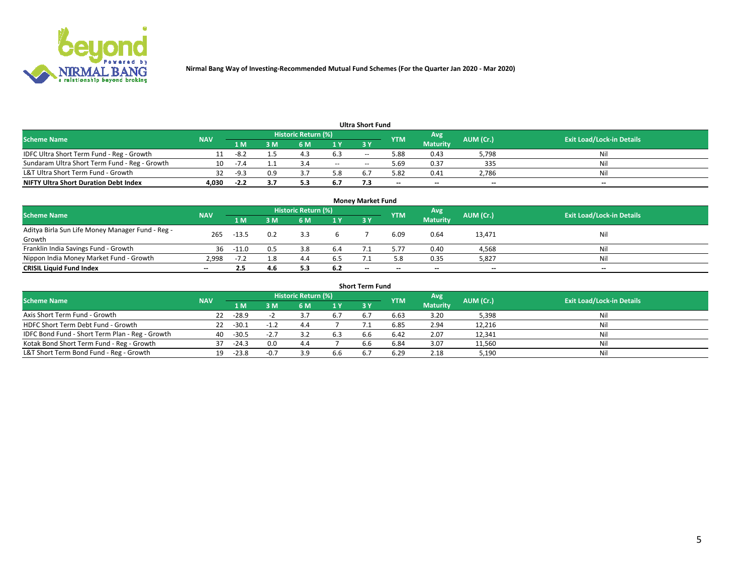**Nirmal Bang Way of Investing-Recommended Mutual Fund Schemes (For the Quarter Jan 2020 - Mar 2020)**

### Ultra Short Fund

| Scheme Name | NAV | Historic Return (%) | | | | | YTM | Avg Maturity | AUM (Cr.) | Exit Load/Lock-in Details |
|---|---|---|---|---|---|---|---|---|---|---|
| | | 1 M | 3 M | 6 M | 1 Y | 3 Y | | | | |
| IDFC Ultra Short Term Fund - Reg - Growth | 11 | -8.2 | 1.5 | 4.3 | 6.3 | -- | 5.88 | 0.43 | 5,798 | Nil |
| Sundaram Ultra Short Term Fund - Reg - Growth | 10 | -7.4 | 1.1 | 3.4 | -- | -- | 5.69 | 0.37 | 335 | Nil |
| L&T Ultra Short Term Fund - Growth | 32 | -9.3 | 0.9 | 3.7 | 5.8 | 6.7 | 5.82 | 0.41 | 2,786 | Nil |
| **NIFTY Ultra Short Duration Debt Index** | **4,030** | **-2.2** | **3.7** | **5.3** | **6.7** | **7.3** | **--** | **--** | **--** | **--** |

### Money Market Fund

| Scheme Name | NAV | Historic Return (%) | | | | | YTM | Avg Maturity | AUM (Cr.) | Exit Load/Lock-in Details |
|---|---|---|---|---|---|---|---|---|---|---|
| | | 1 M | 3 M | 6 M | 1 Y | 3 Y | | | | |
| Aditya Birla Sun Life Money Manager Fund - Reg - Growth | 265 | -13.5 | 0.2 | 3.3 | 6 | 7 | 6.09 | 0.64 | 13,471 | Nil |
| Franklin India Savings Fund - Growth | 36 | -11.0 | 0.5 | 3.8 | 6.4 | 7.1 | 5.77 | 0.40 | 4,568 | Nil |
| Nippon India Money Market Fund - Growth | 2,998 | -7.2 | 1.8 | 4.4 | 6.5 | 7.1 | 5.8 | 0.35 | 5,827 | Nil |
| **CRISIL Liquid Fund Index** | **--** | **2.5** | **4.6** | **5.3** | **6.2** | **--** | **--** | **--** | **--** | **--** |

### Short Term Fund

| Scheme Name | NAV | Historic Return (%) | | | | | YTM | Avg Maturity | AUM (Cr.) | Exit Load/Lock-in Details |
|---|---|---|---|---|---|---|---|---|---|---|
| | | 1 M | 3 M | 6 M | 1 Y | 3 Y | | | | |
| Axis Short Term Fund - Growth | 22 | -28.9 | -2 | 3.7 | 6.7 | 6.7 | 6.63 | 3.20 | 5,398 | Nil |
| HDFC Short Term Debt Fund - Growth | 22 | -30.1 | -1.2 | 4.4 | 7 | 7.1 | 6.85 | 2.94 | 12,216 | Nil |
| IDFC Bond Fund - Short Term Plan - Reg - Growth | 40 | -30.5 | -2.7 | 3.2 | 6.3 | 6.6 | 6.42 | 2.07 | 12,341 | Nil |
| Kotak Bond Short Term Fund - Reg - Growth | 37 | -24.3 | 0.0 | 4.4 | 7 | 6.6 | 6.84 | 3.07 | 11,560 | Nil |
| L&T Short Term Bond Fund - Reg - Growth | 19 | -23.8 | -0.7 | 3.9 | 6.6 | 6.7 | 6.29 | 2.18 | 5,190 | Nil |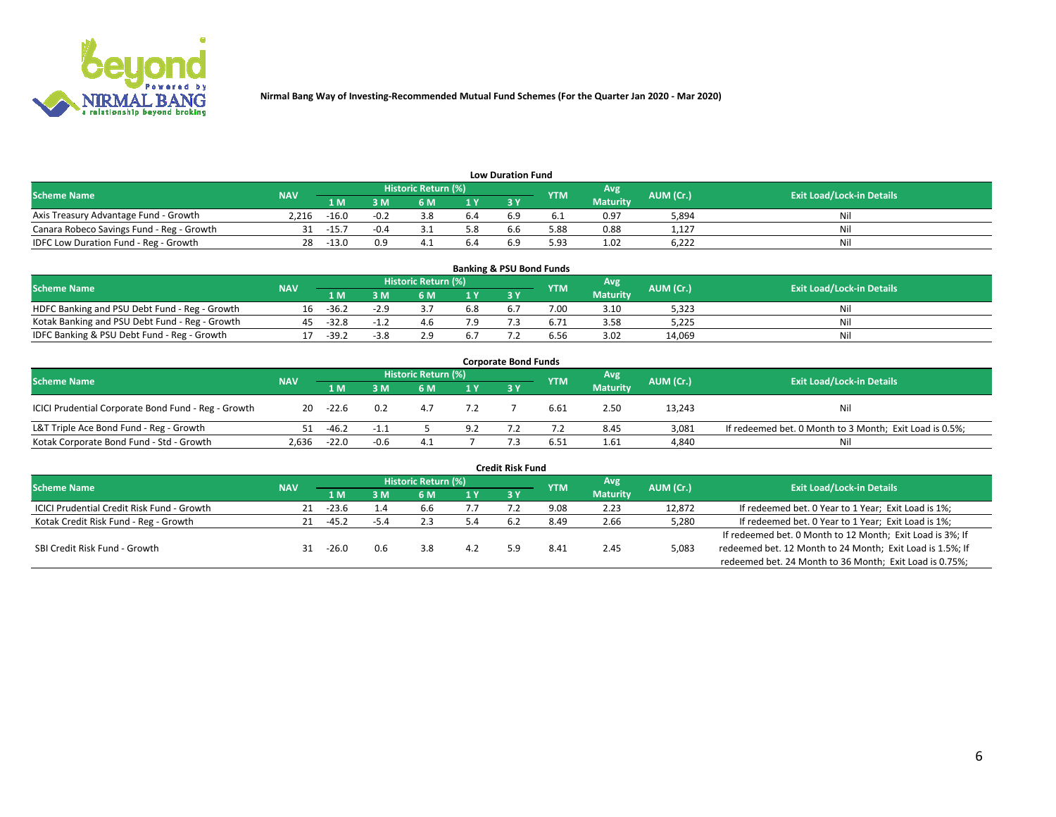**Nirmal Bang Way of Investing-Recommended Mutual Fund Schemes (For the Quarter Jan 2020 - Mar 2020)**

### Low Duration Fund

| Scheme Name | NAV | Historic Return (%) | | | | | YTM | Avg Maturity | AUM (Cr.) | Exit Load/Lock-in Details |
|---|---|---|---|---|---|---|---|---|---|---|
| | | 1 M | 3 M | 6 M | 1 Y | 3 Y | | | | |
| Axis Treasury Advantage Fund - Growth | 2,216 | -16.0 | -0.2 | 3.8 | 6.4 | 6.9 | 6.1 | 0.97 | 5,894 | Nil |
| Canara Robeco Savings Fund - Reg - Growth | 31 | -15.7 | -0.4 | 3.1 | 5.8 | 6.6 | 5.88 | 0.88 | 1,127 | Nil |
| IDFC Low Duration Fund - Reg - Growth | 28 | -13.0 | 0.9 | 4.1 | 6.4 | 6.9 | 5.93 | 1.02 | 6,222 | Nil |

### Banking & PSU Bond Funds

| Scheme Name | NAV | Historic Return (%) | | | | | YTM | Avg Maturity | AUM (Cr.) | Exit Load/Lock-in Details |
|---|---|---|---|---|---|---|---|---|---|---|
| | | 1 M | 3 M | 6 M | 1 Y | 3 Y | | | | |
| HDFC Banking and PSU Debt Fund - Reg - Growth | 16 | -36.2 | -2.9 | 3.7 | 6.8 | 6.7 | 7.00 | 3.10 | 5,323 | Nil |
| Kotak Banking and PSU Debt Fund - Reg - Growth | 45 | -32.8 | -1.2 | 4.6 | 7.9 | 7.3 | 6.71 | 3.58 | 5,225 | Nil |
| IDFC Banking & PSU Debt Fund - Reg - Growth | 17 | -39.2 | -3.8 | 2.9 | 6.7 | 7.2 | 6.56 | 3.02 | 14,069 | Nil |

### Corporate Bond Funds

| Scheme Name | NAV | Historic Return (%) | | | | | YTM | Avg Maturity | AUM (Cr.) | Exit Load/Lock-in Details |
|---|---|---|---|---|---|---|---|---|---|---|
| | | 1 M | 3 M | 6 M | 1 Y | 3 Y | | | | |
| ICICI Prudential Corporate Bond Fund - Reg - Growth | 20 | -22.6 | 0.2 | 4.7 | 7.2 | 7 | 6.61 | 2.50 | 13,243 | Nil |
| L&T Triple Ace Bond Fund - Reg - Growth | 51 | -46.2 | -1.1 | 5 | 9.2 | 7.2 | 7.2 | 8.45 | 3,081 | If redeemed bet. 0 Month to 3 Month; Exit Load is 0.5%; |
| Kotak Corporate Bond Fund - Std - Growth | 2,636 | -22.0 | -0.6 | 4.1 | 7 | 7.3 | 6.51 | 1.61 | 4,840 | Nil |

### Credit Risk Fund

| Scheme Name | NAV | Historic Return (%) | | | | | YTM | Avg Maturity | AUM (Cr.) | Exit Load/Lock-in Details |
|---|---|---|---|---|---|---|---|---|---|---|
| | | 1 M | 3 M | 6 M | 1 Y | 3 Y | | | | |
| ICICI Prudential Credit Risk Fund - Growth | 21 | -23.6 | 1.4 | 6.6 | 7.7 | 7.2 | 9.08 | 2.23 | 12,872 | If redeemed bet. 0 Year to 1 Year; Exit Load is 1%; |
| Kotak Credit Risk Fund - Reg - Growth | 21 | -45.2 | -5.4 | 2.3 | 5.4 | 6.2 | 8.49 | 2.66 | 5,280 | If redeemed bet. 0 Year to 1 Year; Exit Load is 1%; |
| SBI Credit Risk Fund - Growth | 31 | -26.0 | 0.6 | 3.8 | 4.2 | 5.9 | 8.41 | 2.45 | 5,083 | If redeemed bet. 0 Month to 12 Month; Exit Load is 3%; If redeemed bet. 12 Month to 24 Month; Exit Load is 1.5%; If redeemed bet. 24 Month to 36 Month; Exit Load is 0.75%; |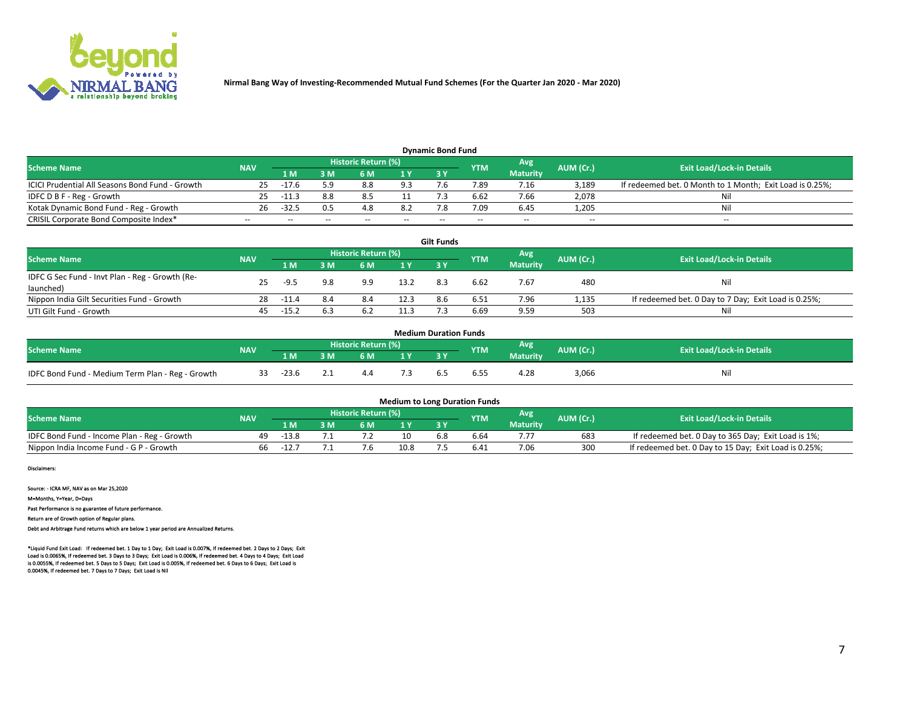**Nirmal Bang Way of Investing-Recommended Mutual Fund Schemes (For the Quarter Jan 2020 - Mar 2020)**

### Dynamic Bond Fund

| Scheme Name | NAV | Historic Return (%) | | | | | YTM | Avg Maturity | AUM (Cr.) | Exit Load/Lock-in Details |
|---|---|---|---|---|---|---|---|---|---|---|
| | | 1 M | 3 M | 6 M | 1 Y | 3 Y | | | | |
| ICICI Prudential All Seasons Bond Fund - Growth | 25 | -17.6 | 5.9 | 8.8 | 9.3 | 7.6 | 7.89 | 7.16 | 3,189 | If redeemed bet. 0 Month to 1 Month; Exit Load is 0.25%; |
| IDFC D B F - Reg - Growth | 25 | -11.3 | 8.8 | 8.5 | 11 | 7.3 | 6.62 | 7.66 | 2,078 | Nil |
| Kotak Dynamic Bond Fund - Reg - Growth | 26 | -32.5 | 0.5 | 4.8 | 8.2 | 7.8 | 7.09 | 6.45 | 1,205 | Nil |
| CRISIL Corporate Bond Composite Index* | -- | -- | -- | -- | -- | -- | -- | -- | -- | -- |

### Gilt Funds

| Scheme Name | NAV | Historic Return (%) | | | | | YTM | Avg Maturity | AUM (Cr.) | Exit Load/Lock-in Details |
|---|---|---|---|---|---|---|---|---|---|---|
| | | 1 M | 3 M | 6 M | 1 Y | 3 Y | | | | |
| IDFC G Sec Fund - Invt Plan - Reg - Growth (Re-launched) | 25 | -9.5 | 9.8 | 9.9 | 13.2 | 8.3 | 6.62 | 7.67 | 480 | Nil |
| Nippon India Gilt Securities Fund - Growth | 28 | -11.4 | 8.4 | 8.4 | 12.3 | 8.6 | 6.51 | 7.96 | 1,135 | If redeemed bet. 0 Day to 7 Day; Exit Load is 0.25%; |
| UTI Gilt Fund - Growth | 45 | -15.2 | 6.3 | 6.2 | 11.3 | 7.3 | 6.69 | 9.59 | 503 | Nil |

### Medium Duration Funds

| Scheme Name | NAV | Historic Return (%) | | | | | YTM | Avg Maturity | AUM (Cr.) | Exit Load/Lock-in Details |
|---|---|---|---|---|---|---|---|---|---|---|
| | | 1 M | 3 M | 6 M | 1 Y | 3 Y | | | | |
| IDFC Bond Fund - Medium Term Plan - Reg - Growth | 33 | -23.6 | 2.1 | 4.4 | 7.3 | 6.5 | 6.55 | 4.28 | 3,066 | Nil |

### Medium to Long Duration Funds

| Scheme Name | NAV | Historic Return (%) | | | | | YTM | Avg Maturity | AUM (Cr.) | Exit Load/Lock-in Details |
|---|---|---|---|---|---|---|---|---|---|---|
| | | 1 M | 3 M | 6 M | 1 Y | 3 Y | | | | |
| IDFC Bond Fund - Income Plan - Reg - Growth | 49 | -13.8 | 7.1 | 7.2 | 10 | 6.8 | 6.64 | 7.77 | 683 | If redeemed bet. 0 Day to 365 Day; Exit Load is 1%; |
| Nippon India Income Fund - G P - Growth | 66 | -12.7 | 7.1 | 7.6 | 10.8 | 7.5 | 6.41 | 7.06 | 300 | If redeemed bet. 0 Day to 15 Day; Exit Load is 0.25%; |

Disclaimers:

Source: - ICRA MF, NAV as on Mar 25,2020

M=Months, Y=Year, D=Days

Past Performance is no guarantee of future performance.

Return are of Growth option of Regular plans.

Debt and Arbitrage Fund returns which are below 1 year period are Annualized Returns.

*Liquid Fund Exit Load: If redeemed bet. 1 Day to 1 Day; Exit Load is 0.007%, If redeemed bet. 2 Days to 2 Days; Exit Load is 0.0065%, If redeemed bet. 3 Days to 3 Days; Exit Load is 0.006%, If redeemed bet. 4 Days to 4 Days; Exit Load is 0.0055%, If redeemed bet. 5 Days to 5 Days; Exit Load is 0.005%, If redeemed bet. 6 Days to 6 Days; Exit Load is 0.0045%, If redeemed bet. 7 Days to 7 Days; Exit Load is Nil